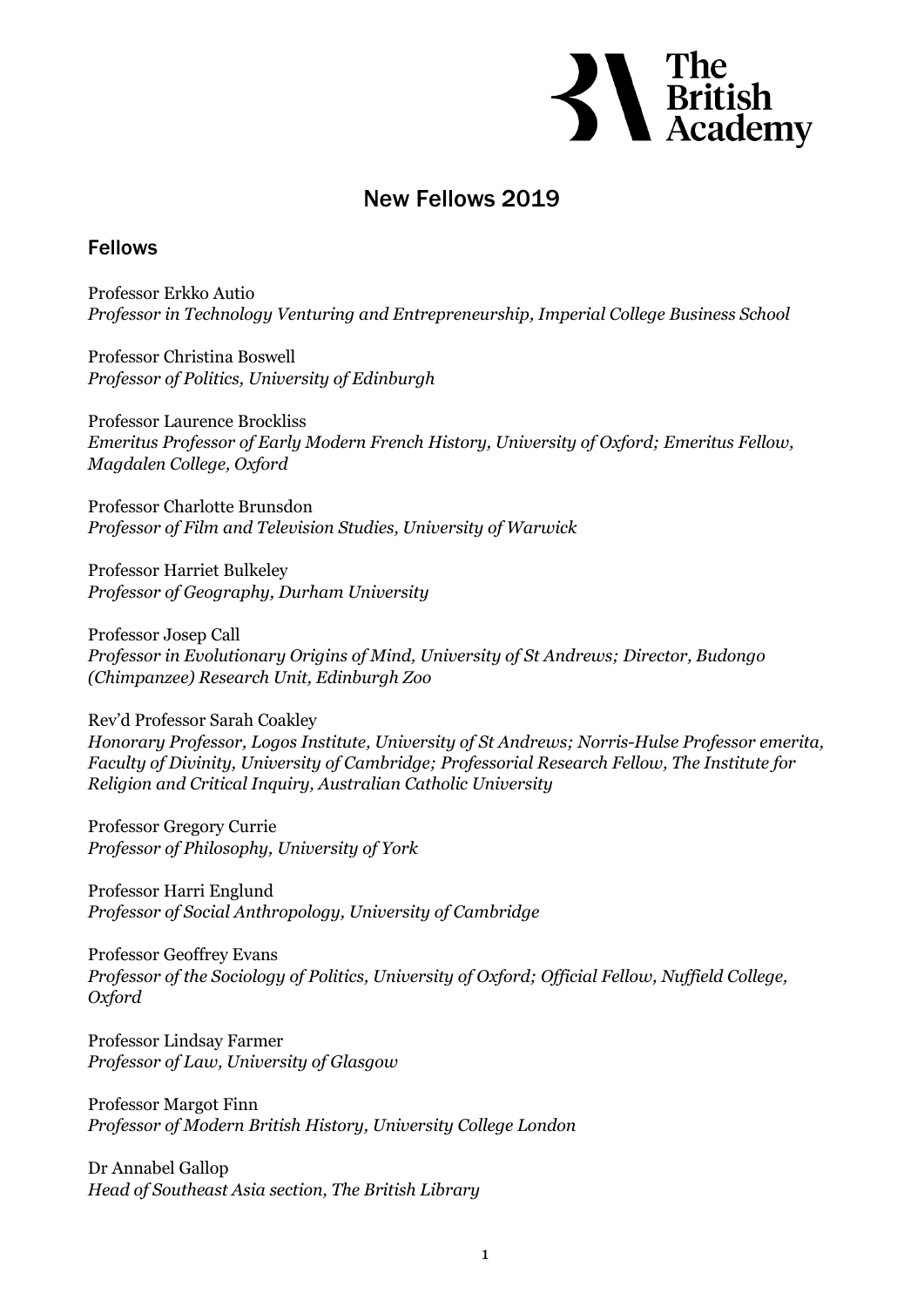The British Academy

# New Fellows 2019

## Fellows

Professor Erkko Autio
*Professor in Technology Venturing and Entrepreneurship, Imperial College Business School*

Professor Christina Boswell
*Professor of Politics, University of Edinburgh*

Professor Laurence Brockliss
*Emeritus Professor of Early Modern French History, University of Oxford; Emeritus Fellow, Magdalen College, Oxford*

Professor Charlotte Brunsdon
*Professor of Film and Television Studies, University of Warwick*

Professor Harriet Bulkeley
*Professor of Geography, Durham University*

Professor Josep Call
*Professor in Evolutionary Origins of Mind, University of St Andrews; Director, Budongo (Chimpanzee) Research Unit, Edinburgh Zoo*

Rev'd Professor Sarah Coakley
*Honorary Professor, Logos Institute, University of St Andrews; Norris-Hulse Professor emerita, Faculty of Divinity, University of Cambridge; Professorial Research Fellow, The Institute for Religion and Critical Inquiry, Australian Catholic University*

Professor Gregory Currie
*Professor of Philosophy, University of York*

Professor Harri Englund
*Professor of Social Anthropology, University of Cambridge*

Professor Geoffrey Evans
*Professor of the Sociology of Politics, University of Oxford; Official Fellow, Nuffield College, Oxford*

Professor Lindsay Farmer
*Professor of Law, University of Glasgow*

Professor Margot Finn
*Professor of Modern British History, University College London*

Dr Annabel Gallop
*Head of Southeast Asia section, The British Library*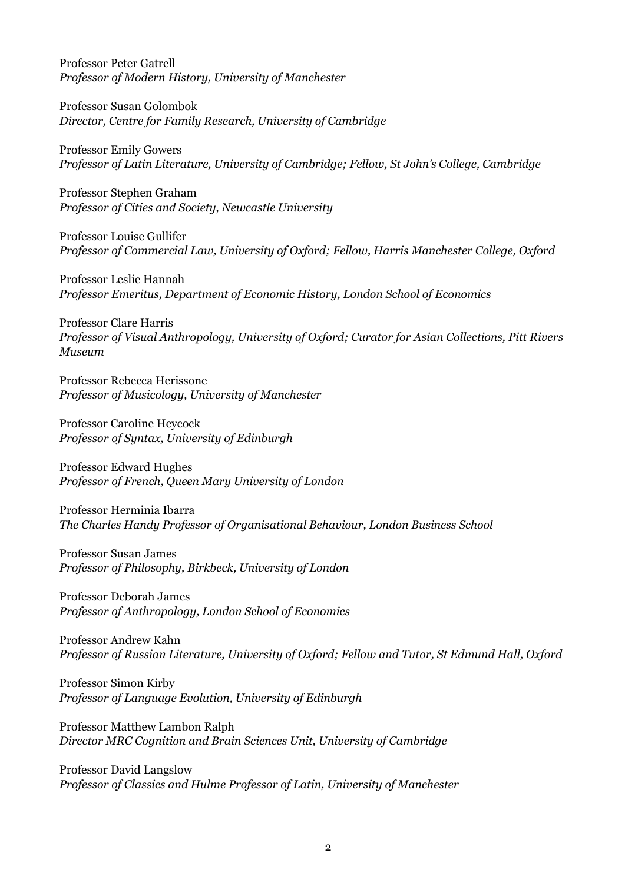Professor Peter Gatrell
*Professor of Modern History, University of Manchester*

Professor Susan Golombok
*Director, Centre for Family Research, University of Cambridge*

Professor Emily Gowers
*Professor of Latin Literature, University of Cambridge; Fellow, St John's College, Cambridge*

Professor Stephen Graham
*Professor of Cities and Society, Newcastle University*

Professor Louise Gullifer
*Professor of Commercial Law, University of Oxford; Fellow, Harris Manchester College, Oxford*

Professor Leslie Hannah
*Professor Emeritus, Department of Economic History, London School of Economics*

Professor Clare Harris
*Professor of Visual Anthropology, University of Oxford; Curator for Asian Collections, Pitt Rivers Museum*

Professor Rebecca Herissone
*Professor of Musicology, University of Manchester*

Professor Caroline Heycock
*Professor of Syntax, University of Edinburgh*

Professor Edward Hughes
*Professor of French, Queen Mary University of London*

Professor Herminia Ibarra
*The Charles Handy Professor of Organisational Behaviour, London Business School*

Professor Susan James
*Professor of Philosophy, Birkbeck, University of London*

Professor Deborah James
*Professor of Anthropology, London School of Economics*

Professor Andrew Kahn
*Professor of Russian Literature, University of Oxford; Fellow and Tutor, St Edmund Hall, Oxford*

Professor Simon Kirby
*Professor of Language Evolution, University of Edinburgh*

Professor Matthew Lambon Ralph
*Director MRC Cognition and Brain Sciences Unit, University of Cambridge*

Professor David Langslow
*Professor of Classics and Hulme Professor of Latin, University of Manchester*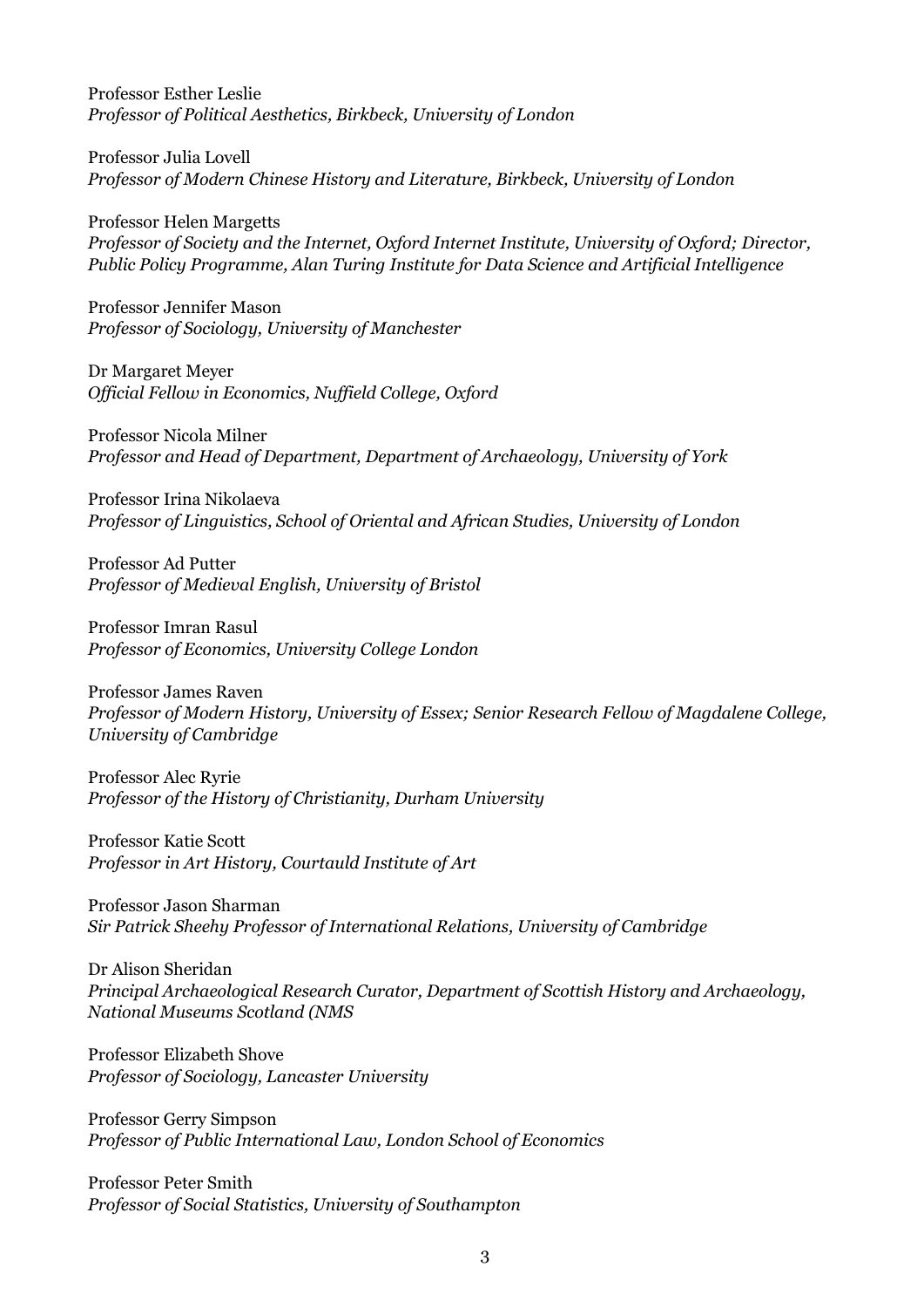Professor Esther Leslie
*Professor of Political Aesthetics, Birkbeck, University of London*

Professor Julia Lovell
*Professor of Modern Chinese History and Literature, Birkbeck, University of London*

Professor Helen Margetts
*Professor of Society and the Internet, Oxford Internet Institute, University of Oxford; Director, Public Policy Programme, Alan Turing Institute for Data Science and Artificial Intelligence*

Professor Jennifer Mason
*Professor of Sociology, University of Manchester*

Dr Margaret Meyer
*Official Fellow in Economics, Nuffield College, Oxford*

Professor Nicola Milner
*Professor and Head of Department, Department of Archaeology, University of York*

Professor Irina Nikolaeva
*Professor of Linguistics, School of Oriental and African Studies, University of London*

Professor Ad Putter
*Professor of Medieval English, University of Bristol*

Professor Imran Rasul
*Professor of Economics, University College London*

Professor James Raven
*Professor of Modern History, University of Essex; Senior Research Fellow of Magdalene College, University of Cambridge*

Professor Alec Ryrie
*Professor of the History of Christianity, Durham University*

Professor Katie Scott
*Professor in Art History, Courtauld Institute of Art*

Professor Jason Sharman
*Sir Patrick Sheehy Professor of International Relations, University of Cambridge*

Dr Alison Sheridan
*Principal Archaeological Research Curator, Department of Scottish History and Archaeology, National Museums Scotland (NMS*

Professor Elizabeth Shove
*Professor of Sociology, Lancaster University*

Professor Gerry Simpson
*Professor of Public International Law, London School of Economics*

Professor Peter Smith
*Professor of Social Statistics, University of Southampton*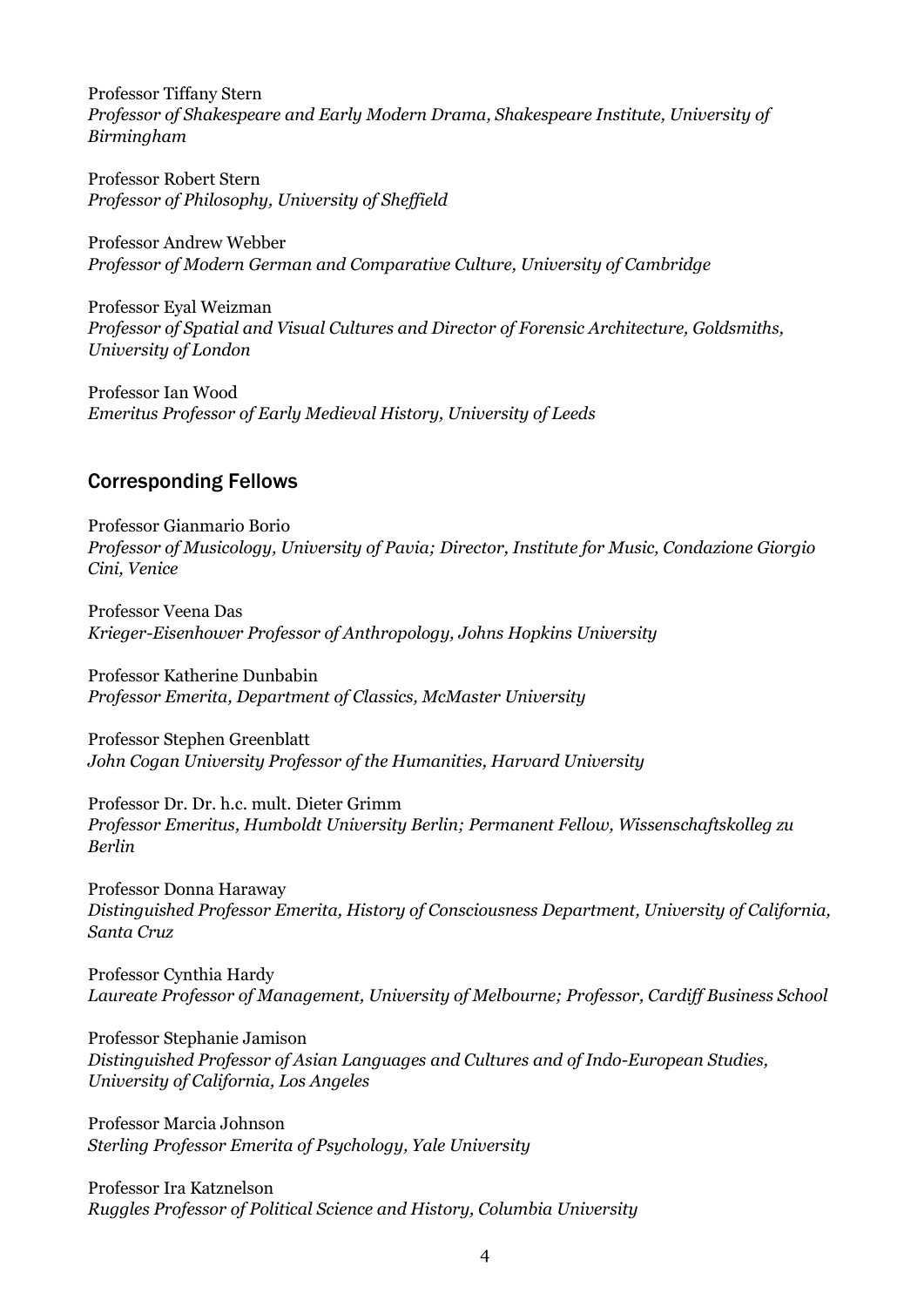Professor Tiffany Stern
*Professor of Shakespeare and Early Modern Drama, Shakespeare Institute, University of Birmingham*

Professor Robert Stern
*Professor of Philosophy, University of Sheffield*

Professor Andrew Webber
*Professor of Modern German and Comparative Culture, University of Cambridge*

Professor Eyal Weizman
*Professor of Spatial and Visual Cultures and Director of Forensic Architecture, Goldsmiths, University of London*

Professor Ian Wood
*Emeritus Professor of Early Medieval History, University of Leeds*

## Corresponding Fellows

Professor Gianmario Borio
*Professor of Musicology, University of Pavia; Director, Institute for Music, Condazione Giorgio Cini, Venice*

Professor Veena Das
*Krieger-Eisenhower Professor of Anthropology, Johns Hopkins University*

Professor Katherine Dunbabin
*Professor Emerita, Department of Classics, McMaster University*

Professor Stephen Greenblatt
*John Cogan University Professor of the Humanities, Harvard University*

Professor Dr. Dr. h.c. mult. Dieter Grimm
*Professor Emeritus, Humboldt University Berlin; Permanent Fellow, Wissenschaftskolleg zu Berlin*

Professor Donna Haraway
*Distinguished Professor Emerita, History of Consciousness Department, University of California, Santa Cruz*

Professor Cynthia Hardy
*Laureate Professor of Management, University of Melbourne; Professor, Cardiff Business School*

Professor Stephanie Jamison
*Distinguished Professor of Asian Languages and Cultures and of Indo-European Studies, University of California, Los Angeles*

Professor Marcia Johnson
*Sterling Professor Emerita of Psychology, Yale University*

Professor Ira Katznelson
*Ruggles Professor of Political Science and History, Columbia University*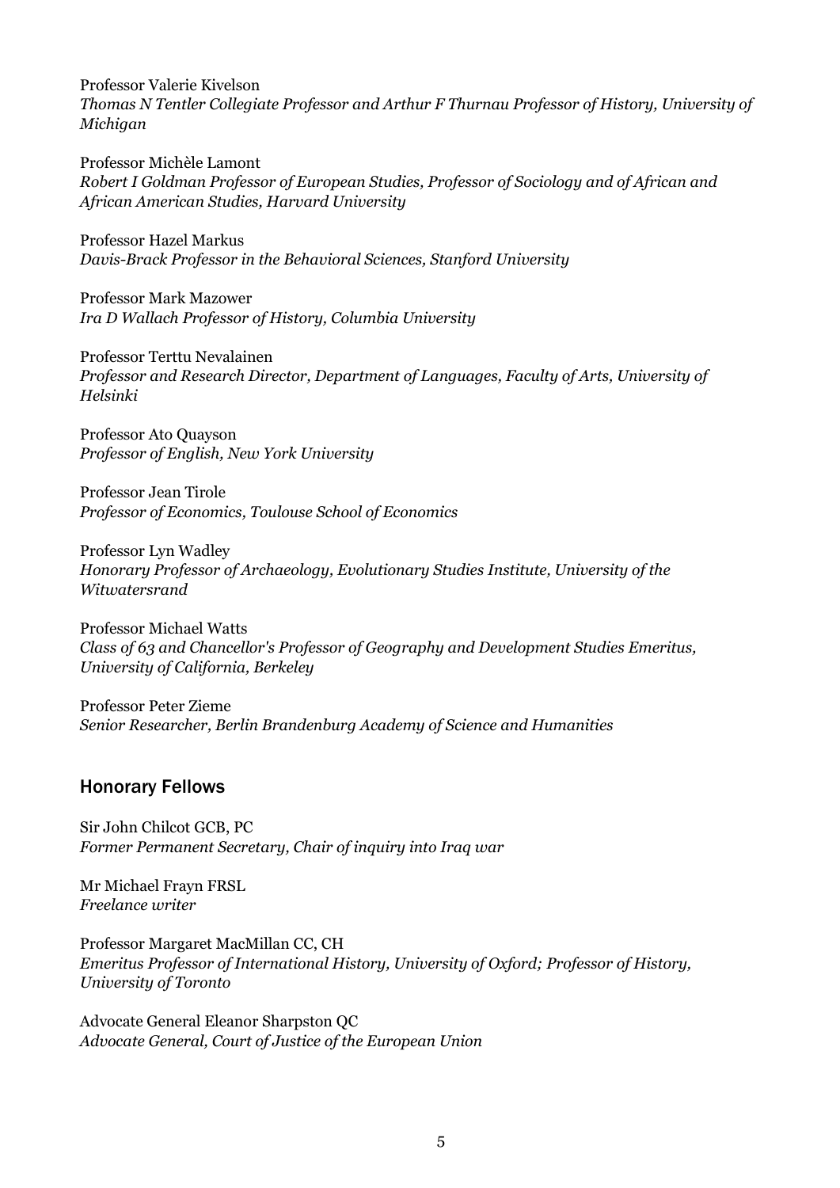Professor Valerie Kivelson
*Thomas N Tentler Collegiate Professor and Arthur F Thurnau Professor of History, University of Michigan*

Professor Michèle Lamont
*Robert I Goldman Professor of European Studies, Professor of Sociology and of African and African American Studies, Harvard University*

Professor Hazel Markus
*Davis-Brack Professor in the Behavioral Sciences, Stanford University*

Professor Mark Mazower
*Ira D Wallach Professor of History, Columbia University*

Professor Terttu Nevalainen
*Professor and Research Director, Department of Languages, Faculty of Arts, University of Helsinki*

Professor Ato Quayson
*Professor of English, New York University*

Professor Jean Tirole
*Professor of Economics, Toulouse School of Economics*

Professor Lyn Wadley
*Honorary Professor of Archaeology, Evolutionary Studies Institute, University of the Witwatersrand*

Professor Michael Watts
*Class of 63 and Chancellor's Professor of Geography and Development Studies Emeritus, University of California, Berkeley*

Professor Peter Zieme
*Senior Researcher, Berlin Brandenburg Academy of Science and Humanities*

## Honorary Fellows

Sir John Chilcot GCB, PC
*Former Permanent Secretary, Chair of inquiry into Iraq war*

Mr Michael Frayn FRSL
*Freelance writer*

Professor Margaret MacMillan CC, CH
*Emeritus Professor of International History, University of Oxford; Professor of History, University of Toronto*

Advocate General Eleanor Sharpston QC
*Advocate General, Court of Justice of the European Union*